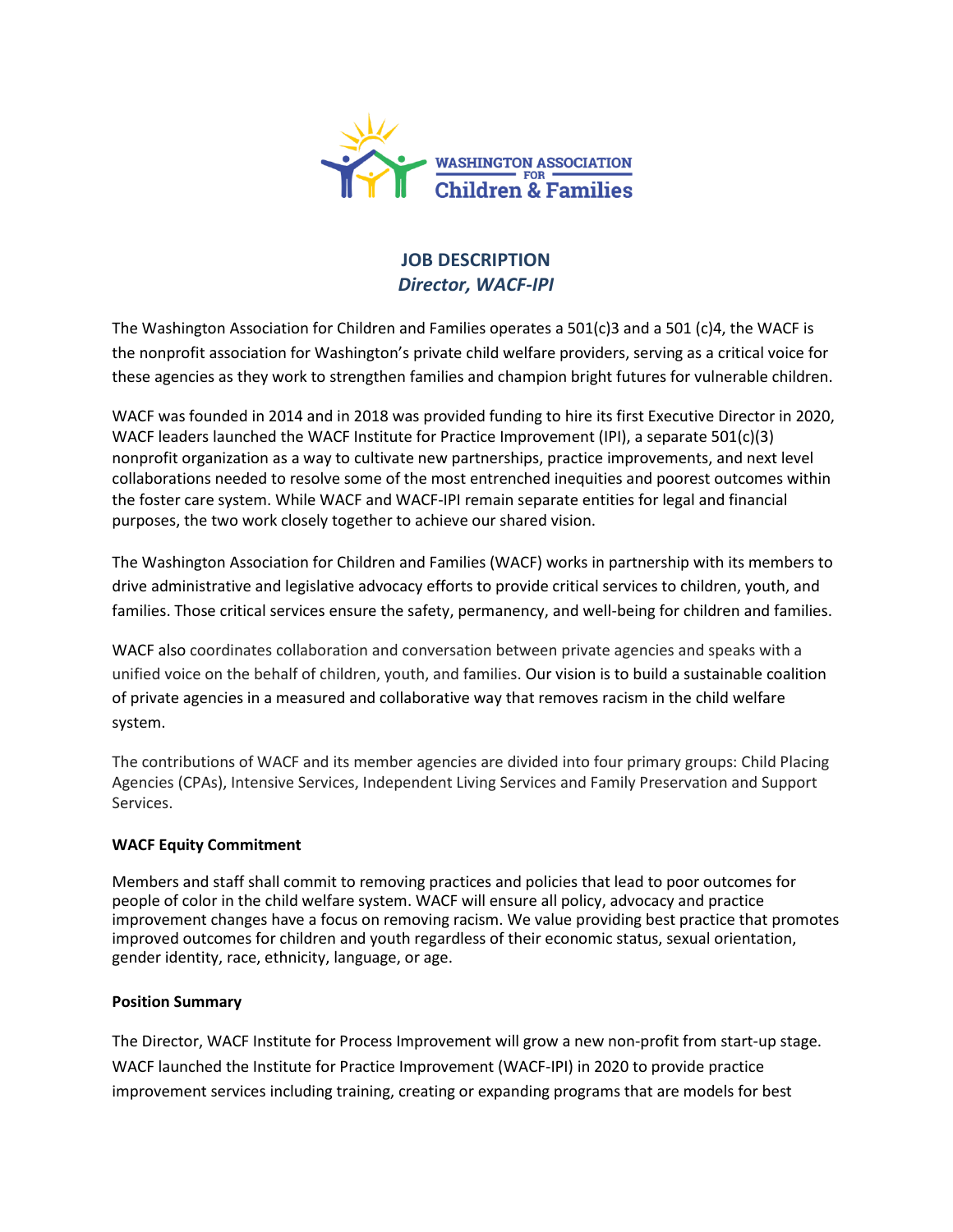WASHINGTON ASSOCIATION FOR Children & Families

# JOB DESCRIPTION
## *Director, WACF-IPI*

The Washington Association for Children and Families operates a 501(c)3 and a 501 (c)4, the WACF is the nonprofit association for Washington's private child welfare providers, serving as a critical voice for these agencies as they work to strengthen families and champion bright futures for vulnerable children.

WACF was founded in 2014 and in 2018 was provided funding to hire its first Executive Director in 2020, WACF leaders launched the WACF Institute for Practice Improvement (IPI), a separate 501(c)(3) nonprofit organization as a way to cultivate new partnerships, practice improvements, and next level collaborations needed to resolve some of the most entrenched inequities and poorest outcomes within the foster care system. While WACF and WACF-IPI remain separate entities for legal and financial purposes, the two work closely together to achieve our shared vision.

The Washington Association for Children and Families (WACF) works in partnership with its members to drive administrative and legislative advocacy efforts to provide critical services to children, youth, and families. Those critical services ensure the safety, permanency, and well-being for children and families.

WACF also coordinates collaboration and conversation between private agencies and speaks with a unified voice on the behalf of children, youth, and families. Our vision is to build a sustainable coalition of private agencies in a measured and collaborative way that removes racism in the child welfare system.

The contributions of WACF and its member agencies are divided into four primary groups: Child Placing Agencies (CPAs), Intensive Services, Independent Living Services and Family Preservation and Support Services.

**WACF Equity Commitment**

Members and staff shall commit to removing practices and policies that lead to poor outcomes for people of color in the child welfare system. WACF will ensure all policy, advocacy and practice improvement changes have a focus on removing racism. We value providing best practice that promotes improved outcomes for children and youth regardless of their economic status, sexual orientation, gender identity, race, ethnicity, language, or age.

**Position Summary**

The Director, WACF Institute for Process Improvement will grow a new non-profit from start-up stage. WACF launched the Institute for Practice Improvement (WACF-IPI) in 2020 to provide practice improvement services including training, creating or expanding programs that are models for best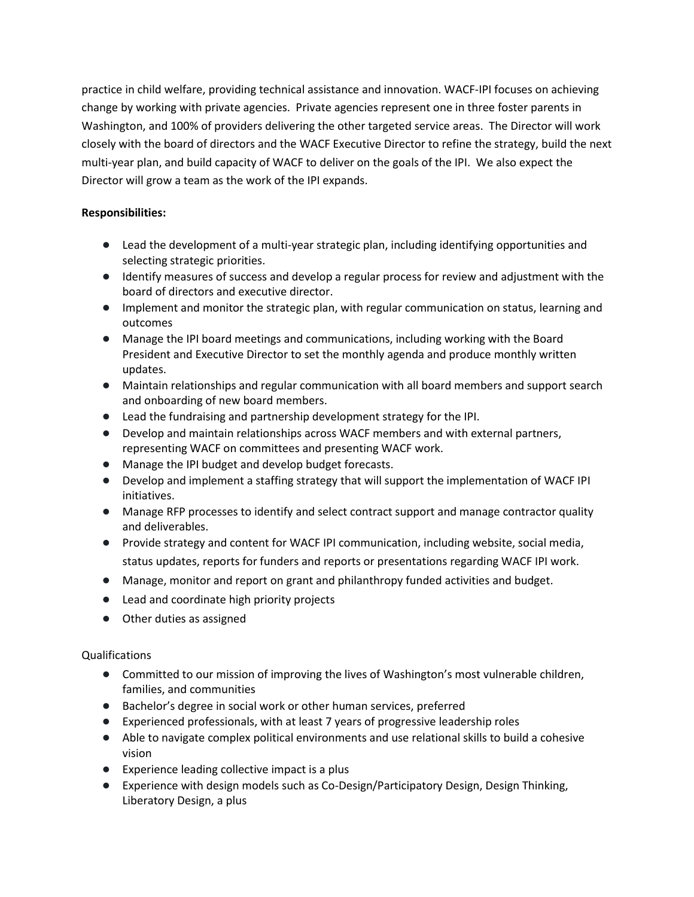practice in child welfare, providing technical assistance and innovation. WACF-IPI focuses on achieving change by working with private agencies. Private agencies represent one in three foster parents in Washington, and 100% of providers delivering the other targeted service areas. The Director will work closely with the board of directors and the WACF Executive Director to refine the strategy, build the next multi-year plan, and build capacity of WACF to deliver on the goals of the IPI. We also expect the Director will grow a team as the work of the IPI expands.

**Responsibilities:**

- Lead the development of a multi-year strategic plan, including identifying opportunities and selecting strategic priorities.
- Identify measures of success and develop a regular process for review and adjustment with the board of directors and executive director.
- Implement and monitor the strategic plan, with regular communication on status, learning and outcomes
- Manage the IPI board meetings and communications, including working with the Board President and Executive Director to set the monthly agenda and produce monthly written updates.
- Maintain relationships and regular communication with all board members and support search and onboarding of new board members.
- Lead the fundraising and partnership development strategy for the IPI.
- Develop and maintain relationships across WACF members and with external partners, representing WACF on committees and presenting WACF work.
- Manage the IPI budget and develop budget forecasts.
- Develop and implement a staffing strategy that will support the implementation of WACF IPI initiatives.
- Manage RFP processes to identify and select contract support and manage contractor quality and deliverables.
- Provide strategy and content for WACF IPI communication, including website, social media, status updates, reports for funders and reports or presentations regarding WACF IPI work.
- Manage, monitor and report on grant and philanthropy funded activities and budget.
- Lead and coordinate high priority projects
- Other duties as assigned

Qualifications

- Committed to our mission of improving the lives of Washington's most vulnerable children, families, and communities
- Bachelor's degree in social work or other human services, preferred
- Experienced professionals, with at least 7 years of progressive leadership roles
- Able to navigate complex political environments and use relational skills to build a cohesive vision
- Experience leading collective impact is a plus
- Experience with design models such as Co-Design/Participatory Design, Design Thinking, Liberatory Design, a plus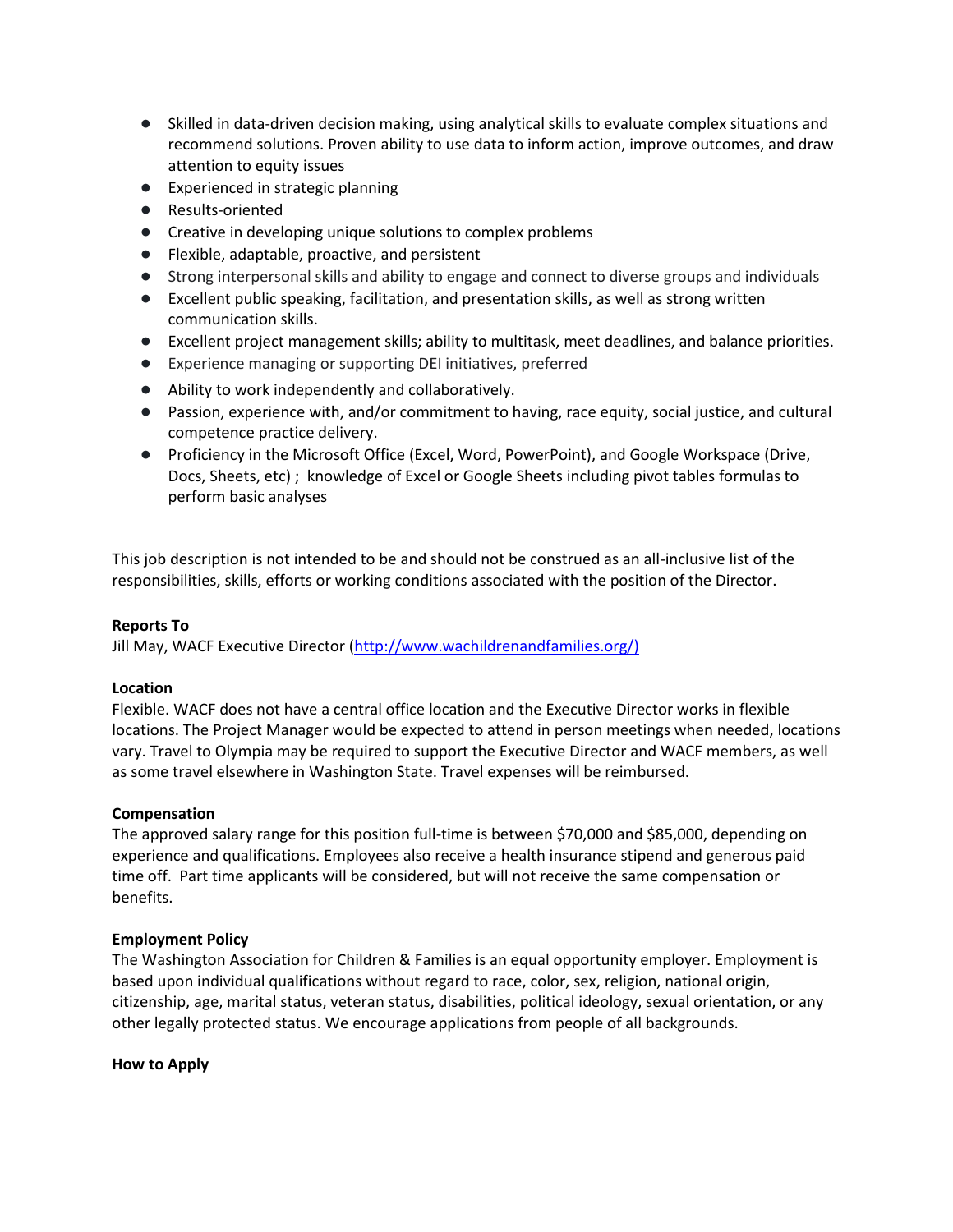- Skilled in data-driven decision making, using analytical skills to evaluate complex situations and recommend solutions. Proven ability to use data to inform action, improve outcomes, and draw attention to equity issues
- Experienced in strategic planning
- Results-oriented
- Creative in developing unique solutions to complex problems
- Flexible, adaptable, proactive, and persistent
- Strong interpersonal skills and ability to engage and connect to diverse groups and individuals
- Excellent public speaking, facilitation, and presentation skills, as well as strong written communication skills.
- Excellent project management skills; ability to multitask, meet deadlines, and balance priorities.
- Experience managing or supporting DEI initiatives, preferred
- Ability to work independently and collaboratively.
- Passion, experience with, and/or commitment to having, race equity, social justice, and cultural competence practice delivery.
- Proficiency in the Microsoft Office (Excel, Word, PowerPoint), and Google Workspace (Drive, Docs, Sheets, etc) ; knowledge of Excel or Google Sheets including pivot tables formulas to perform basic analyses

This job description is not intended to be and should not be construed as an all-inclusive list of the responsibilities, skills, efforts or working conditions associated with the position of the Director.

**Reports To**

Jill May, WACF Executive Director (http://www.wachildrenandfamilies.org/)

**Location**

Flexible. WACF does not have a central office location and the Executive Director works in flexible locations. The Project Manager would be expected to attend in person meetings when needed, locations vary. Travel to Olympia may be required to support the Executive Director and WACF members, as well as some travel elsewhere in Washington State. Travel expenses will be reimbursed.

**Compensation**

The approved salary range for this position full-time is between $70,000 and $85,000, depending on experience and qualifications. Employees also receive a health insurance stipend and generous paid time off. Part time applicants will be considered, but will not receive the same compensation or benefits.

**Employment Policy**

The Washington Association for Children & Families is an equal opportunity employer. Employment is based upon individual qualifications without regard to race, color, sex, religion, national origin, citizenship, age, marital status, veteran status, disabilities, political ideology, sexual orientation, or any other legally protected status. We encourage applications from people of all backgrounds.

**How to Apply**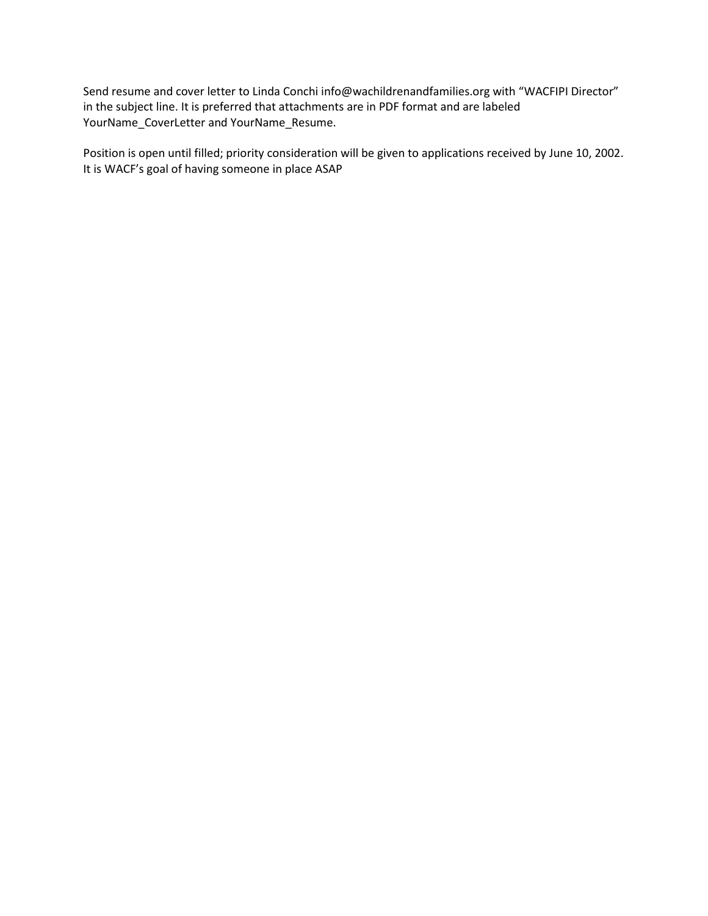Send resume and cover letter to Linda Conchi info@wachildrenandfamilies.org with "WACFIPI Director" in the subject line. It is preferred that attachments are in PDF format and are labeled YourName_CoverLetter and YourName_Resume.

Position is open until filled; priority consideration will be given to applications received by June 10, 2002. It is WACF's goal of having someone in place ASAP